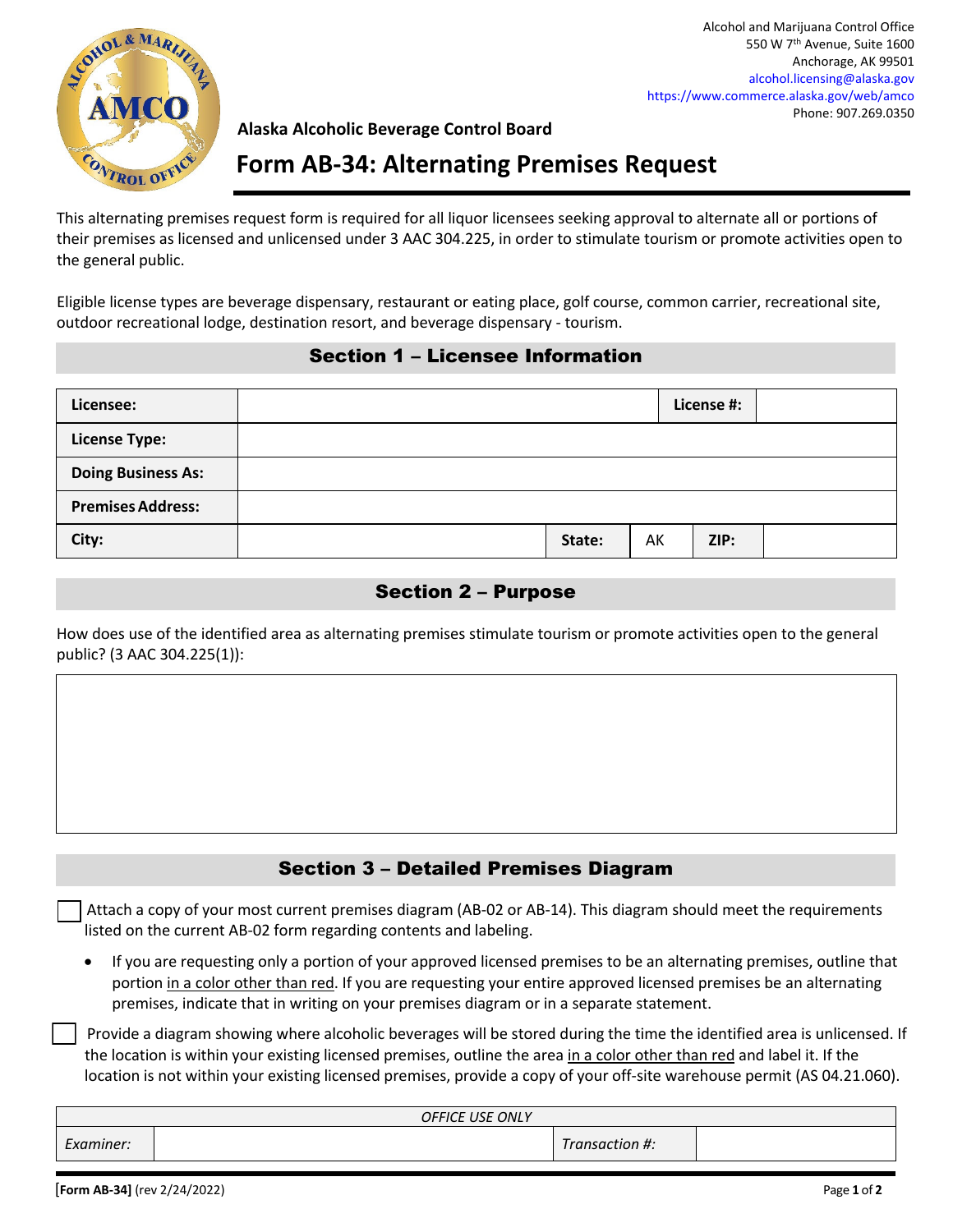Alcohol and Marijuana Control Office
550 W 7th Avenue, Suite 1600
Anchorage, AK 99501
alcohol.licensing@alaska.gov
https://www.commerce.alaska.gov/web/amco
Phone: 907.269.0350

**Alaska Alcoholic Beverage Control Board**

# Form AB-34: Alternating Premises Request

This alternating premises request form is required for all liquor licensees seeking approval to alternate all or portions of their premises as licensed and unlicensed under 3 AAC 304.225, in order to stimulate tourism or promote activities open to the general public.

Eligible license types are beverage dispensary, restaurant or eating place, golf course, common carrier, recreational site, outdoor recreational lodge, destination resort, and beverage dispensary - tourism.

## Section 1 – Licensee Information

| | | | | | |
|---|---|---|---|---|---|
| **Licensee:** | | | | **License #:** | |
| **License Type:** | | | | | |
| **Doing Business As:** | | | | | |
| **Premises Address:** | | | | | |
| **City:** | | **State:** | AK | **ZIP:** | |

## Section 2 – Purpose

How does use of the identified area as alternating premises stimulate tourism or promote activities open to the general public? (3 AAC 304.225(1)):

| |
|---|
| |

## Section 3 – Detailed Premises Diagram

☐ Attach a copy of your most current premises diagram (AB-02 or AB-14). This diagram should meet the requirements listed on the current AB-02 form regarding contents and labeling.

- If you are requesting only a portion of your approved licensed premises to be an alternating premises, outline that portion in a color other than red. If you are requesting your entire approved licensed premises be an alternating premises, indicate that in writing on your premises diagram or in a separate statement.

☐ Provide a diagram showing where alcoholic beverages will be stored during the time the identified area is unlicensed. If the location is within your existing licensed premises, outline the area in a color other than red and label it. If the location is not within your existing licensed premises, provide a copy of your off-site warehouse permit (AS 04.21.060).

| *OFFICE USE ONLY* | | | |
|---|---|---|---|
| *Examiner:* | | *Transaction #:* | |

**[Form AB-34]** (rev 2/24/2022)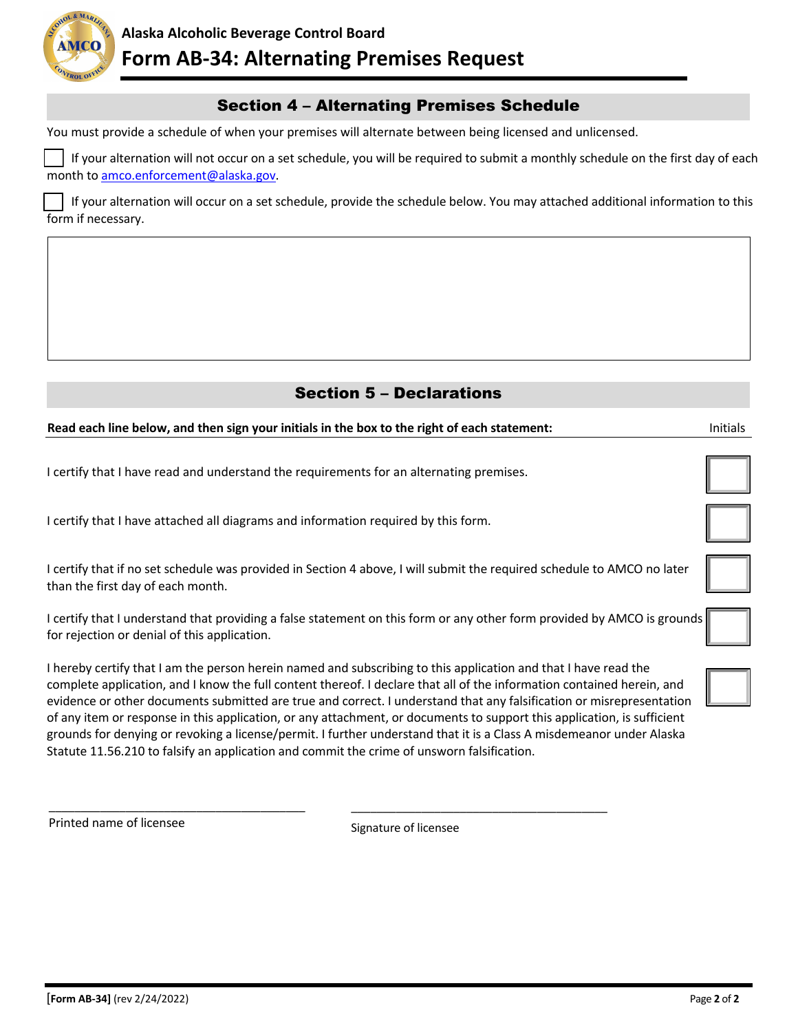**Alaska Alcoholic Beverage Control Board**

# Form AB-34: Alternating Premises Request

## Section 4 – Alternating Premises Schedule

You must provide a schedule of when your premises will alternate between being licensed and unlicensed.

☐ If your alternation will not occur on a set schedule, you will be required to submit a monthly schedule on the first day of each month to amco.enforcement@alaska.gov.

☐ If your alternation will occur on a set schedule, provide the schedule below. You may attached additional information to this form if necessary.

## Section 5 – Declarations

| **Read each line below, and then sign your initials in the box to the right of each statement:** | Initials |
|---|---|
| I certify that I have read and understand the requirements for an alternating premises. | |
| I certify that I have attached all diagrams and information required by this form. | |
| I certify that if no set schedule was provided in Section 4 above, I will submit the required schedule to AMCO no later than the first day of each month. | |
| I certify that I understand that providing a false statement on this form or any other form provided by AMCO is grounds for rejection or denial of this application. | |
| I hereby certify that I am the person herein named and subscribing to this application and that I have read the complete application, and I know the full content thereof. I declare that all of the information contained herein, and evidence or other documents submitted are true and correct. I understand that any falsification or misrepresentation of any item or response in this application, or any attachment, or documents to support this application, is sufficient grounds for denying or revoking a license/permit. I further understand that it is a Class A misdemeanor under Alaska Statute 11.56.210 to falsify an application and commit the crime of unsworn falsification. | |

\_\_\_\_\_\_\_\_\_\_\_\_\_\_\_\_\_\_\_\_\_\_\_\_\_\_\_\_\_\_\_\_\_\_\_\_\_\_\_\_
Printed name of licensee

\_\_\_\_\_\_\_\_\_\_\_\_\_\_\_\_\_\_\_\_\_\_\_\_\_\_\_\_\_\_\_\_\_\_\_\_\_\_\_\_
Signature of licensee

**[Form AB-34]** (rev 2/24/2022)